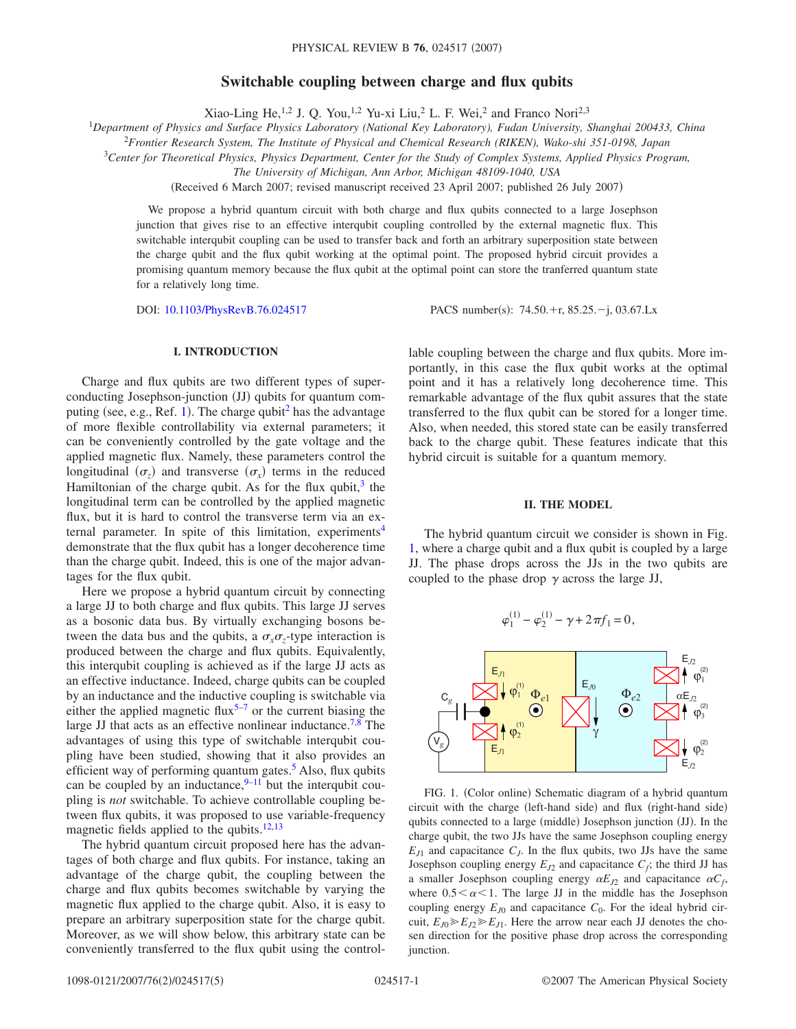# Switchable coupling between charge and flux qubits

Xiao-Ling He,[1,2] J. Q. You,[1,2] Yu-xi Liu,[2] L. F. Wei,[2] and Franco Nori[2,3]

[1]*Department of Physics and Surface Physics Laboratory (National Key Laboratory), Fudan University, Shanghai 200433, China*
[2]*Frontier Research System, The Institute of Physical and Chemical Research (RIKEN), Wako-shi 351-0198, Japan*
[3]*Center for Theoretical Physics, Physics Department, Center for the Study of Complex Systems, Applied Physics Program, The University of Michigan, Ann Arbor, Michigan 48109-1040, USA*

(Received 6 March 2007; revised manuscript received 23 April 2007; published 26 July 2007)

We propose a hybrid quantum circuit with both charge and flux qubits connected to a large Josephson junction that gives rise to an effective interqubit coupling controlled by the external magnetic flux. This switchable interqubit coupling can be used to transfer back and forth an arbitrary superposition state between the charge qubit and the flux qubit working at the optimal point. The proposed hybrid circuit provides a promising quantum memory because the flux qubit at the optimal point can store the tranferred quantum state for a relatively long time.

DOI: 10.1103/PhysRevB.76.024517 PACS number(s): 74.50.+r, 85.25.−j, 03.67.Lx

## I. INTRODUCTION

Charge and flux qubits are two different types of superconducting Josephson-junction (JJ) qubits for quantum computing (see, e.g., Ref. 1). The charge qubit[2] has the advantage of more flexible controllability via external parameters; it can be conveniently controlled by the gate voltage and the applied magnetic flux. Namely, these parameters control the longitudinal ($\sigma_z$) and transverse ($\sigma_x$) terms in the reduced Hamiltonian of the charge qubit. As for the flux qubit,[3] the longitudinal term can be controlled by the applied magnetic flux, but it is hard to control the transverse term via an external parameter. In spite of this limitation, experiments[4] demonstrate that the flux qubit has a longer decoherence time than the charge qubit. Indeed, this is one of the major advantages for the flux qubit.

Here we propose a hybrid quantum circuit by connecting a large JJ to both charge and flux qubits. This large JJ serves as a bosonic data bus. By virtually exchanging bosons between the data bus and the qubits, a $\sigma_x\sigma_z$-type interaction is produced between the charge and flux qubits. Equivalently, this interqubit coupling is achieved as if the large JJ acts as an effective inductance. Indeed, charge qubits can be coupled by an inductance and the inductive coupling is switchable via either the applied magnetic flux[5–7] or the current biasing the large JJ that acts as an effective nonlinear inductance.[7,8] The advantages of using this type of switchable interqubit coupling have been studied, showing that it also provides an efficient way of performing quantum gates.[5] Also, flux qubits can be coupled by an inductance,[9–11] but the interqubit coupling is *not* switchable. To achieve controllable coupling between flux qubits, it was proposed to use variable-frequency magnetic fields applied to the qubits.[12,13]

The hybrid quantum circuit proposed here has the advantages of both charge and flux qubits. For instance, taking advantage of the charge qubit, the coupling between the charge and flux qubits becomes switchable by varying the magnetic flux applied to the charge qubit. Also, it is easy to prepare an arbitrary superposition state for the charge qubit. Moreover, as we will show below, this arbitrary state can be conveniently transferred to the flux qubit using the controllable coupling between the charge and flux qubits. More importantly, in this case the flux qubit works at the optimal point and it has a relatively long decoherence time. This remarkable advantage of the flux qubit assures that the state transferred to the flux qubit can be stored for a longer time. Also, when needed, this stored state can be easily transferred back to the charge qubit. These features indicate that this hybrid circuit is suitable for a quantum memory.

## II. THE MODEL

The hybrid quantum circuit we consider is shown in Fig. 1, where a charge qubit and a flux qubit is coupled by a large JJ. The phase drops across the JJs in the two qubits are coupled to the phase drop $\gamma$ across the large JJ,

$$\varphi_1^{(1)} - \varphi_2^{(1)} - \gamma + 2\pi f_1 = 0,$$

FIG. 1. (Color online) Schematic diagram of a hybrid quantum circuit with the charge (left-hand side) and flux (right-hand side) qubits connected to a large (middle) Josephson junction (JJ). In the charge qubit, the two JJs have the same Josephson coupling energy $E_{J1}$ and capacitance $C_J$. In the flux qubits, two JJs have the same Josephson coupling energy $E_{J2}$ and capacitance $C_f$; the third JJ has a smaller Josephson coupling energy $\alpha E_{J2}$ and capacitance $\alpha C_f$, where $0.5<\alpha<1$. The large JJ in the middle has the Josephson coupling energy $E_{J0}$ and capacitance $C_0$. For the ideal hybrid circuit, $E_{J0} \gg E_{J2} \gg E_{J1}$. Here the arrow near each JJ denotes the chosen direction for the positive phase drop across the corresponding junction.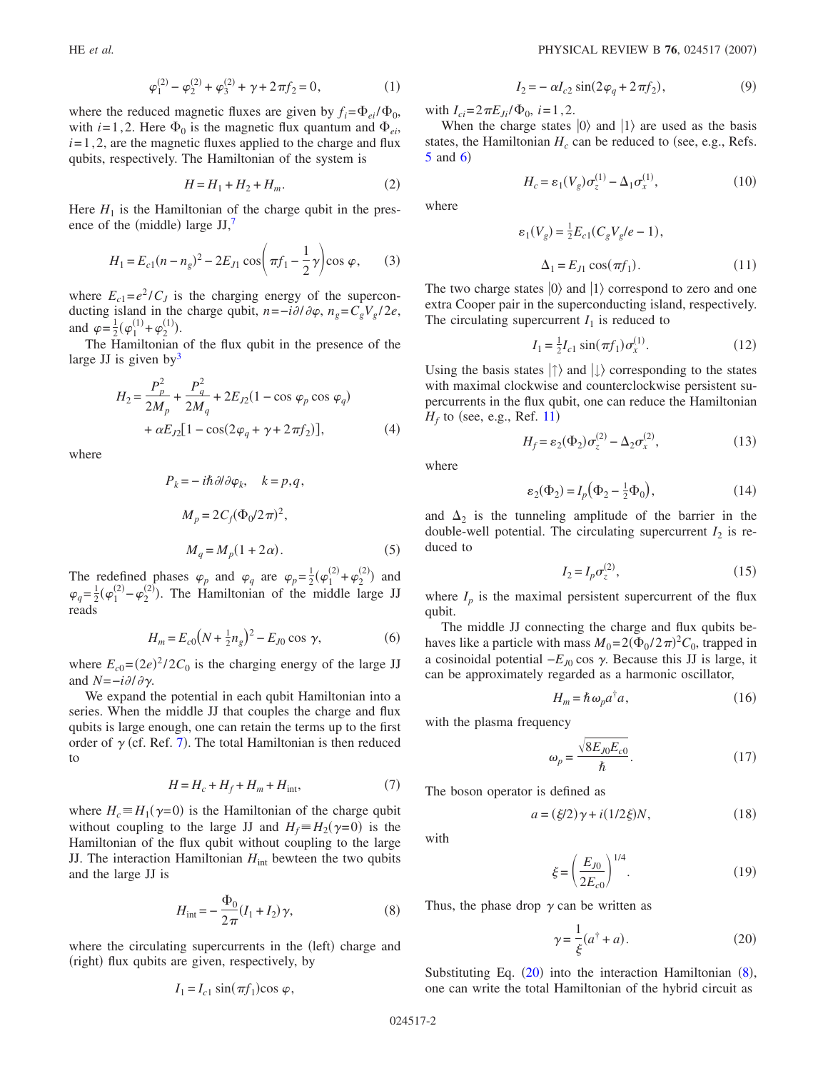$$\varphi_1^{(2)} - \varphi_2^{(2)} + \varphi_3^{(2)} + \gamma + 2\pi f_2 = 0, \tag{1}$$

where the reduced magnetic fluxes are given by $f_i = \Phi_{ei}/\Phi_0$, with $i=1,2$. Here $\Phi_0$ is the magnetic flux quantum and $\Phi_{ei}$, $i=1,2$, are the magnetic fluxes applied to the charge and flux qubits, respectively. The Hamiltonian of the system is

$$H = H_1 + H_2 + H_m. \tag{2}$$

Here $H_1$ is the Hamiltonian of the charge qubit in the presence of the (middle) large JJ,[7]

$$H_1 = E_{c1}(n - n_g)^2 - 2E_{J1}\cos\left(\pi f_1 - \frac{1}{2}\gamma\right)\cos\varphi, \tag{3}$$

where $E_{c1} = e^2/C_J$ is the charging energy of the superconducting island in the charge qubit, $n = -i\partial/\partial\varphi$, $n_g = C_g V_g/2e$, and $\varphi = \frac{1}{2}(\varphi_1^{(1)} + \varphi_2^{(1)})$.

The Hamiltonian of the flux qubit in the presence of the large JJ is given by[3]

$$H_2 = \frac{P_p^2}{2M_p} + \frac{P_q^2}{2M_q} + 2E_{J2}(1 - \cos\varphi_p\cos\varphi_q) + \alpha E_{J2}[1 - \cos(2\varphi_q + \gamma + 2\pi f_2)], \tag{4}$$

where

$$P_k = -i\hbar\partial/\partial\varphi_k, \quad k = p,q,$$

$$M_p = 2C_f(\Phi_0/2\pi)^2,$$

$$M_q = M_p(1 + 2\alpha). \tag{5}$$

The redefined phases $\varphi_p$ and $\varphi_q$ are $\varphi_p = \frac{1}{2}(\varphi_1^{(2)} + \varphi_2^{(2)})$ and $\varphi_q = \frac{1}{2}(\varphi_1^{(2)} - \varphi_2^{(2)})$. The Hamiltonian of the middle large JJ reads

$$H_m = E_{c0}\left(N + \tfrac{1}{2}n_g\right)^2 - E_{J0}\cos\gamma, \tag{6}$$

where $E_{c0} = (2e)^2/2C_0$ is the charging energy of the large JJ and $N = -i\partial/\partial\gamma$.

We expand the potential in each qubit Hamiltonian into a series. When the middle JJ that couples the charge and flux qubits is large enough, one can retain the terms up to the first order of $\gamma$ (cf. Ref. 7). The total Hamiltonian is then reduced to

$$H = H_c + H_f + H_m + H_{\rm int}, \tag{7}$$

where $H_c \equiv H_1(\gamma=0)$ is the Hamiltonian of the charge qubit without coupling to the large JJ and $H_f \equiv H_2(\gamma=0)$ is the Hamiltonian of the flux qubit without coupling to the large JJ. The interaction Hamiltonian $H_{\rm int}$ bewteen the two qubits and the large JJ is

$$H_{\rm int} = -\frac{\Phi_0}{2\pi}(I_1 + I_2)\gamma, \tag{8}$$

where the circulating supercurrents in the (left) charge and (right) flux qubits are given, respectively, by

$$I_1 = I_{c1}\sin(\pi f_1)\cos\varphi,$$

$$I_2 = -\alpha I_{c2}\sin(2\varphi_q + 2\pi f_2), \tag{9}$$

with $I_{ci} = 2\pi E_{Ji}/\Phi_0$, $i=1,2$.

When the charge states $|0\rangle$ and $|1\rangle$ are used as the basis states, the Hamiltonian $H_c$ can be reduced to (see, e.g., Refs. 5 and 6)

$$H_c = \varepsilon_1(V_g)\sigma_z^{(1)} - \Delta_1\sigma_x^{(1)}, \tag{10}$$

where

$$\varepsilon_1(V_g) = \tfrac{1}{2}E_{c1}(C_g V_g/e - 1),$$

$$\Delta_1 = E_{J1}\cos(\pi f_1). \tag{11}$$

The two charge states $|0\rangle$ and $|1\rangle$ correspond to zero and one extra Cooper pair in the superconducting island, respectively. The circulating supercurrent $I_1$ is reduced to

$$I_1 = \tfrac{1}{2}I_{c1}\sin(\pi f_1)\sigma_x^{(1)}. \tag{12}$$

Using the basis states $|\uparrow\rangle$ and $|\downarrow\rangle$ corresponding to the states with maximal clockwise and counterclockwise persistent supercurrents in the flux qubit, one can reduce the Hamiltonian $H_f$ to (see, e.g., Ref. 11)

$$H_f = \varepsilon_2(\Phi_2)\sigma_z^{(2)} - \Delta_2\sigma_x^{(2)}, \tag{13}$$

where

$$\varepsilon_2(\Phi_2) = I_p\left(\Phi_2 - \tfrac{1}{2}\Phi_0\right), \tag{14}$$

and $\Delta_2$ is the tunneling amplitude of the barrier in the double-well potential. The circulating supercurrent $I_2$ is reduced to

$$I_2 = I_p\sigma_z^{(2)}, \tag{15}$$

where $I_p$ is the maximal persistent supercurrent of the flux qubit.

The middle JJ connecting the charge and flux qubits behaves like a particle with mass $M_0 = 2(\Phi_0/2\pi)^2 C_0$, trapped in a cosinoidal potential $-E_{J0}\cos\gamma$. Because this JJ is large, it can be approximately regarded as a harmonic oscillator,

$$H_m = \hbar\omega_p a^\dagger a, \tag{16}$$

with the plasma frequency

$$\omega_p = \frac{\sqrt{8E_{J0}E_{c0}}}{\hbar}. \tag{17}$$

The boson operator is defined as

$$a = (\xi/2)\gamma + i(1/2\xi)N, \tag{18}$$

with

$$\xi = \left(\frac{E_{J0}}{2E_{c0}}\right)^{1/4}. \tag{19}$$

Thus, the phase drop $\gamma$ can be written as

$$\gamma = \frac{1}{\xi}(a^\dagger + a). \tag{20}$$

Substituting Eq. (20) into the interaction Hamiltonian (8), one can write the total Hamiltonian of the hybrid circuit as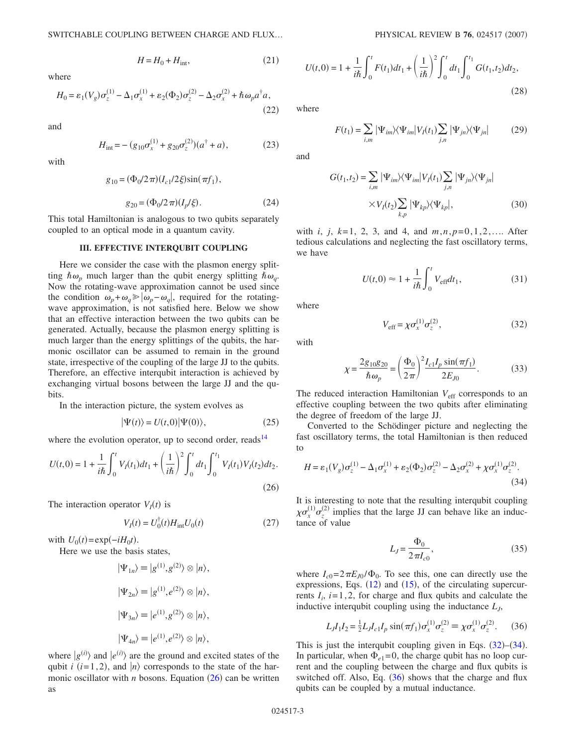$$H = H_0 + H_{\text{int}}, \tag{21}$$

where

$$H_0 = \varepsilon_1(V_g)\sigma_z^{(1)} - \Delta_1\sigma_x^{(1)} + \varepsilon_2(\Phi_2)\sigma_z^{(2)} - \Delta_2\sigma_x^{(2)} + \hbar\omega_p a^\dagger a, \tag{22}$$

and

$$H_{\text{int}} = -(g_{10}\sigma_x^{(1)} + g_{20}\sigma_z^{(2)})(a^\dagger + a), \tag{23}$$

with

$$g_{10} = (\Phi_0/2\pi)(I_{c1}/2\xi)\sin(\pi f_1),$$

$$g_{20} = (\Phi_0/2\pi)(I_p/\xi). \tag{24}$$

This total Hamiltonian is analogous to two qubits separately coupled to an optical mode in a quantum cavity.

## III. EFFECTIVE INTERQUBIT COUPLING

Here we consider the case with the plasmon energy splitting $\hbar\omega_p$ much larger than the qubit energy splitting $\hbar\omega_q$. Now the rotating-wave approximation cannot be used since the condition $\omega_p + \omega_q \gg |\omega_p - \omega_q|$, required for the rotating-wave approximation, is not satisfied here. Below we show that an effective interaction between the two qubits can be generated. Actually, because the plasmon energy splitting is much larger than the energy splittings of the qubits, the harmonic oscillator can be assumed to remain in the ground state, irrespective of the coupling of the large JJ to the qubits. Therefore, an effective interqubit interaction is achieved by exchanging virtual bosons between the large JJ and the qubits.

In the interaction picture, the system evolves as

$$|\Psi(t)\rangle = U(t,0)|\Psi(0)\rangle, \tag{25}$$

where the evolution operator, up to second order, reads[14]

$$U(t,0) = 1 + \frac{1}{i\hbar}\int_0^t V_I(t_1)dt_1 + \left(\frac{1}{i\hbar}\right)^2 \int_0^t dt_1 \int_0^{t_1} V_I(t_1)V_I(t_2)dt_2. \tag{26}$$

The interaction operator $V_I(t)$ is

$$V_I(t) = U_0^\dagger(t) H_{\text{int}} U_0(t) \tag{27}$$

with $U_0(t) = \exp(-iH_0 t)$.

Here we use the basis states,

$$|\Psi_{1n}\rangle \equiv |g^{(1)}, g^{(2)}\rangle \otimes |n\rangle,$$

$$|\Psi_{2n}\rangle \equiv |g^{(1)}, e^{(2)}\rangle \otimes |n\rangle,$$

$$|\Psi_{3n}\rangle \equiv |e^{(1)}, g^{(2)}\rangle \otimes |n\rangle,$$

$$|\Psi_{4n}\rangle \equiv |e^{(1)}, e^{(2)}\rangle \otimes |n\rangle,$$

where $|g^{(i)}\rangle$ and $|e^{(i)}\rangle$ are the ground and excited states of the qubit $i$ ($i=1,2$), and $|n\rangle$ corresponds to the state of the harmonic oscillator with $n$ bosons. Equation (26) can be written as

$$U(t,0) = 1 + \frac{1}{i\hbar}\int_0^t F(t_1)dt_1 + \left(\frac{1}{i\hbar}\right)^2 \int_0^t dt_1 \int_0^{t_1} G(t_1,t_2)dt_2, \tag{28}$$

where

$$F(t_1) = \sum_{i,m} |\Psi_{im}\rangle\langle\Psi_{im}| V_I(t_1) \sum_{j,n} |\Psi_{jn}\rangle\langle\Psi_{jn}| \tag{29}$$

and

$$G(t_1,t_2) = \sum_{i,m} |\Psi_{im}\rangle\langle\Psi_{im}| V_I(t_1) \sum_{j,n} |\Psi_{jn}\rangle\langle\Psi_{jn}| \times V_I(t_2) \sum_{k,p} |\Psi_{kp}\rangle\langle\Psi_{kp}|, \tag{30}$$

with $i$, $j$, $k=1$, 2, 3, and 4, and $m,n,p=0,1,2,\ldots$. After tedious calculations and neglecting the fast oscillatory terms, we have

$$U(t,0) \approx 1 + \frac{1}{i\hbar}\int_0^t V_{\text{eff}} dt_1, \tag{31}$$

where

$$V_{\text{eff}} = \chi\sigma_x^{(1)}\sigma_z^{(2)}, \tag{32}$$

with

$$\chi = \frac{2g_{10}g_{20}}{\hbar\omega_p} = \left(\frac{\Phi_0}{2\pi}\right)^2 \frac{I_{c1}I_p\sin(\pi f_1)}{2E_{J0}}. \tag{33}$$

The reduced interaction Hamiltonian $V_{\text{eff}}$ corresponds to an effective coupling between the two qubits after eliminating the degree of freedom of the large JJ.

Converted to the Schödinger picture and neglecting the fast oscillatory terms, the total Hamiltonian is then reduced to

$$H = \varepsilon_1(V_g)\sigma_z^{(1)} - \Delta_1\sigma_x^{(1)} + \varepsilon_2(\Phi_2)\sigma_z^{(2)} - \Delta_2\sigma_x^{(2)} + \chi\sigma_x^{(1)}\sigma_z^{(2)}. \tag{34}$$

It is interesting to note that the resulting interqubit coupling $\chi\sigma_x^{(1)}\sigma_z^{(2)}$ implies that the large JJ can behave like an inductance of value

$$L_J = \frac{\Phi_0}{2\pi I_{c0}}, \tag{35}$$

where $I_{c0} = 2\pi E_{J0}/\Phi_0$. To see this, one can directly use the expressions, Eqs. (12) and (15), of the circulating supercurrents $I_i$, $i=1,2$, for charge and flux qubits and calculate the inductive interqubit coupling using the inductance $L_J$,

$$L_J I_1 I_2 = \tfrac{1}{2} L_J I_{c1} I_p \sin(\pi f_1)\sigma_x^{(1)}\sigma_z^{(2)} \equiv \chi\sigma_x^{(1)}\sigma_z^{(2)}. \tag{36}$$

This is just the interqubit coupling given in Eqs. (32)–(34). In particular, when $\Phi_{e1}=0$, the charge qubit has no loop current and the coupling between the charge and flux qubits is switched off. Also, Eq. (36) shows that the charge and flux qubits can be coupled by a mutual inductance.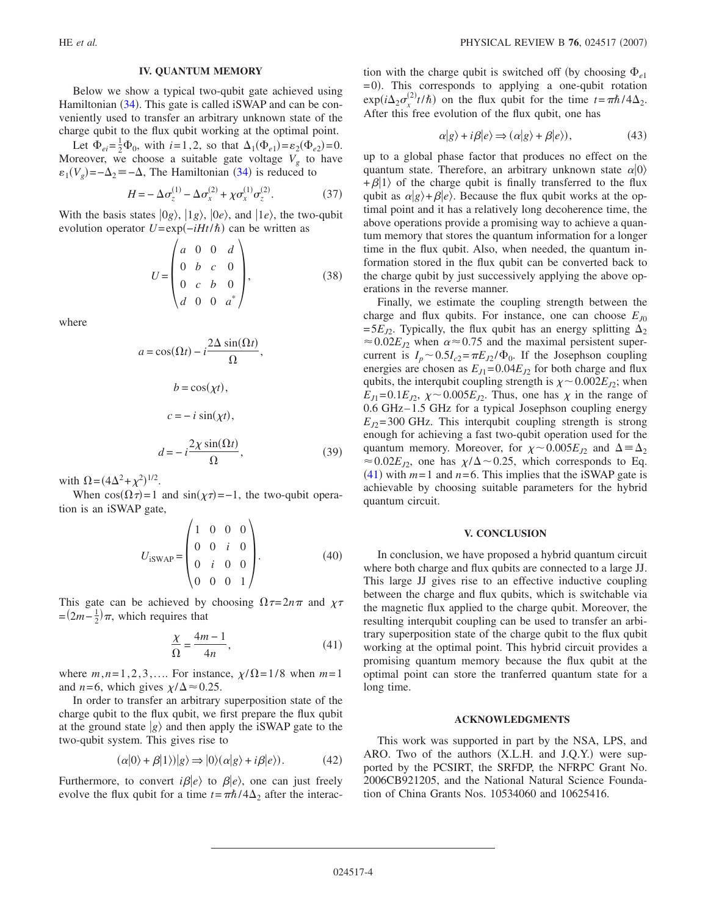## IV. QUANTUM MEMORY

Below we show a typical two-qubit gate achieved using Hamiltonian (34). This gate is called iSWAP and can be conveniently used to transfer an arbitrary unknown state of the charge qubit to the flux qubit working at the optimal point.

Let $\Phi_{ei}=\frac{1}{2}\Phi_0$, with $i=1,2$, so that $\Delta_1(\Phi_{e1})=\varepsilon_2(\Phi_{e2})=0$. Moreover, we choose a suitable gate voltage $V_g$ to have $\varepsilon_1(V_g)=-\Delta_2\equiv-\Delta$, The Hamiltonian (34) is reduced to

$$H=-\Delta\sigma_z^{(1)}-\Delta\sigma_x^{(2)}+\chi\sigma_x^{(1)}\sigma_z^{(2)}. \tag{37}$$

With the basis states $|0g\rangle$, $|1g\rangle$, $|0e\rangle$, and $|1e\rangle$, the two-qubit evolution operator $U=\exp(-iHt/\hbar)$ can be written as

$$U=\begin{pmatrix} a & 0 & 0 & d \\ 0 & b & c & 0 \\ 0 & c & b & 0 \\ d & 0 & 0 & a^* \end{pmatrix}, \tag{38}$$

where

$$a=\cos(\Omega t)-i\frac{2\Delta\sin(\Omega t)}{\Omega},$$

$$b=\cos(\chi t),$$

$$c=-i\sin(\chi t),$$

$$d=-i\frac{2\chi\sin(\Omega t)}{\Omega}, \tag{39}$$

with $\Omega=(4\Delta^2+\chi^2)^{1/2}$.

When $\cos(\Omega\tau)=1$ and $\sin(\chi\tau)=-1$, the two-qubit operation is an iSWAP gate,

$$U_{\text{iSWAP}}=\begin{pmatrix} 1 & 0 & 0 & 0 \\ 0 & 0 & i & 0 \\ 0 & i & 0 & 0 \\ 0 & 0 & 0 & 1 \end{pmatrix}. \tag{40}$$

This gate can be achieved by choosing $\Omega\tau=2n\pi$ and $\chi\tau=\left(2m-\frac{1}{2}\right)\pi$, which requires that

$$\frac{\chi}{\Omega}=\frac{4m-1}{4n}, \tag{41}$$

where $m,n=1,2,3,\ldots$. For instance, $\chi/\Omega=1/8$ when $m=1$ and $n=6$, which gives $\chi/\Delta\approx0.25$.

In order to transfer an arbitrary superposition state of the charge qubit to the flux qubit, we first prepare the flux qubit at the ground state $|g\rangle$ and then apply the iSWAP gate to the two-qubit system. This gives rise to

$$(\alpha|0\rangle+\beta|1\rangle)|g\rangle\Rightarrow|0\rangle(\alpha|g\rangle+i\beta|e\rangle). \tag{42}$$

Furthermore, to convert $i\beta|e\rangle$ to $\beta|e\rangle$, one can just freely evolve the flux qubit for a time $t=\pi\hbar/4\Delta_2$ after the interaction with the charge qubit is switched off (by choosing $\Phi_{e1}=0$). This corresponds to applying a one-qubit rotation $\exp(i\Delta_2\sigma_x^{(2)}t/\hbar)$ on the flux qubit for the time $t=\pi\hbar/4\Delta_2$. After this free evolution of the flux qubit, one has

$$\alpha|g\rangle+i\beta|e\rangle\Rightarrow(\alpha|g\rangle+\beta|e\rangle), \tag{43}$$

up to a global phase factor that produces no effect on the quantum state. Therefore, an arbitrary unknown state $\alpha|0\rangle+\beta|1\rangle$ of the charge qubit is finally transferred to the flux qubit as $\alpha|g\rangle+\beta|e\rangle$. Because the flux qubit works at the optimal point and it has a relatively long decoherence time, the above operations provide a promising way to achieve a quantum memory that stores the quantum information for a longer time in the flux qubit. Also, when needed, the quantum information stored in the flux qubit can be converted back to the charge qubit by just successively applying the above operations in the reverse manner.

Finally, we estimate the coupling strength between the charge and flux qubits. For instance, one can choose $E_{J0}=5E_{J2}$. Typically, the flux qubit has an energy splitting $\Delta_2\approx0.02E_{J2}$ when $\alpha\approx0.75$ and the maximal persistent supercurrent is $I_p\sim0.5I_{c2}=\pi E_{J2}/\Phi_0$. If the Josephson coupling energies are chosen as $E_{J1}=0.04E_{J2}$ for both charge and flux qubits, the interqubit coupling strength is $\chi\sim0.002E_{J2}$; when $E_{J1}=0.1E_{J2}$, $\chi\sim0.005E_{J2}$. Thus, one has $\chi$ in the range of 0.6 GHz–1.5 GHz for a typical Josephson coupling energy $E_{J2}=300$ GHz. This interqubit coupling strength is strong enough for achieving a fast two-qubit operation used for the quantum memory. Moreover, for $\chi\sim0.005E_{J2}$ and $\Delta\equiv\Delta_2\approx0.02E_{J2}$, one has $\chi/\Delta\sim0.25$, which corresponds to Eq. (41) with $m=1$ and $n=6$. This implies that the iSWAP gate is achievable by choosing suitable parameters for the hybrid quantum circuit.

## V. CONCLUSION

In conclusion, we have proposed a hybrid quantum circuit where both charge and flux qubits are connected to a large JJ. This large JJ gives rise to an effective inductive coupling between the charge and flux qubits, which is switchable via the magnetic flux applied to the charge qubit. Moreover, the resulting interqubit coupling can be used to transfer an arbitrary superposition state of the charge qubit to the flux qubit working at the optimal point. This hybrid circuit provides a promising quantum memory because the flux qubit at the optimal point can store the tranferred quantum state for a long time.

## ACKNOWLEDGMENTS

This work was supported in part by the NSA, LPS, and ARO. Two of the authors (X.L.H. and J.Q.Y.) were supported by the PCSIRT, the SRFDP, the NFRPC Grant No. 2006CB921205, and the National Natural Science Foundation of China Grants Nos. 10534060 and 10625416.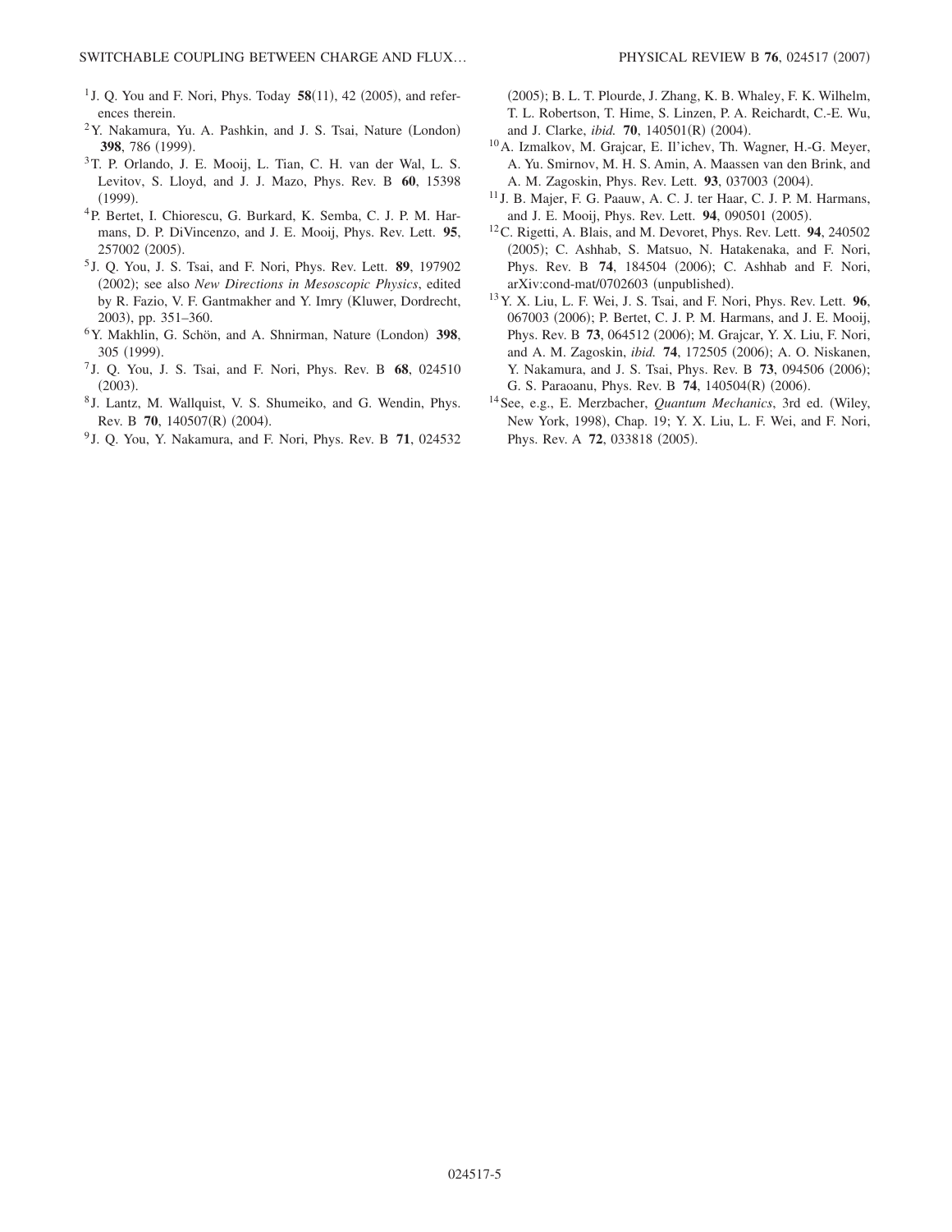[1] J. Q. You and F. Nori, Phys. Today **58**(11), 42 (2005), and references therein.

[2] Y. Nakamura, Yu. A. Pashkin, and J. S. Tsai, Nature (London) **398**, 786 (1999).

[3] T. P. Orlando, J. E. Mooij, L. Tian, C. H. van der Wal, L. S. Levitov, S. Lloyd, and J. J. Mazo, Phys. Rev. B **60**, 15398 (1999).

[4] P. Bertet, I. Chiorescu, G. Burkard, K. Semba, C. J. P. M. Harmans, D. P. DiVincenzo, and J. E. Mooij, Phys. Rev. Lett. **95**, 257002 (2005).

[5] J. Q. You, J. S. Tsai, and F. Nori, Phys. Rev. Lett. **89**, 197902 (2002); see also *New Directions in Mesoscopic Physics*, edited by R. Fazio, V. F. Gantmakher and Y. Imry (Kluwer, Dordrecht, 2003), pp. 351–360.

[6] Y. Makhlin, G. Schön, and A. Shnirman, Nature (London) **398**, 305 (1999).

[7] J. Q. You, J. S. Tsai, and F. Nori, Phys. Rev. B **68**, 024510 (2003).

[8] J. Lantz, M. Wallquist, V. S. Shumeiko, and G. Wendin, Phys. Rev. B **70**, 140507(R) (2004).

[9] J. Q. You, Y. Nakamura, and F. Nori, Phys. Rev. B **71**, 024532 (2005); B. L. T. Plourde, J. Zhang, K. B. Whaley, F. K. Wilhelm, T. L. Robertson, T. Hime, S. Linzen, P. A. Reichardt, C.-E. Wu, and J. Clarke, *ibid.* **70**, 140501(R) (2004).

[10] A. Izmalkov, M. Grajcar, E. Il'ichev, Th. Wagner, H.-G. Meyer, A. Yu. Smirnov, M. H. S. Amin, A. Maassen van den Brink, and A. M. Zagoskin, Phys. Rev. Lett. **93**, 037003 (2004).

[11] J. B. Majer, F. G. Paauw, A. C. J. ter Haar, C. J. P. M. Harmans, and J. E. Mooij, Phys. Rev. Lett. **94**, 090501 (2005).

[12] C. Rigetti, A. Blais, and M. Devoret, Phys. Rev. Lett. **94**, 240502 (2005); C. Ashhab, S. Matsuo, N. Hatakenaka, and F. Nori, Phys. Rev. B **74**, 184504 (2006); C. Ashhab and F. Nori, arXiv:cond-mat/0702603 (unpublished).

[13] Y. X. Liu, L. F. Wei, J. S. Tsai, and F. Nori, Phys. Rev. Lett. **96**, 067003 (2006); P. Bertet, C. J. P. M. Harmans, and J. E. Mooij, Phys. Rev. B **73**, 064512 (2006); M. Grajcar, Y. X. Liu, F. Nori, and A. M. Zagoskin, *ibid.* **74**, 172505 (2006); A. O. Niskanen, Y. Nakamura, and J. S. Tsai, Phys. Rev. B **73**, 094506 (2006); G. S. Paraoanu, Phys. Rev. B **74**, 140504(R) (2006).

[14] See, e.g., E. Merzbacher, *Quantum Mechanics*, 3rd ed. (Wiley, New York, 1998), Chap. 19; Y. X. Liu, L. F. Wei, and F. Nori, Phys. Rev. A **72**, 033818 (2005).